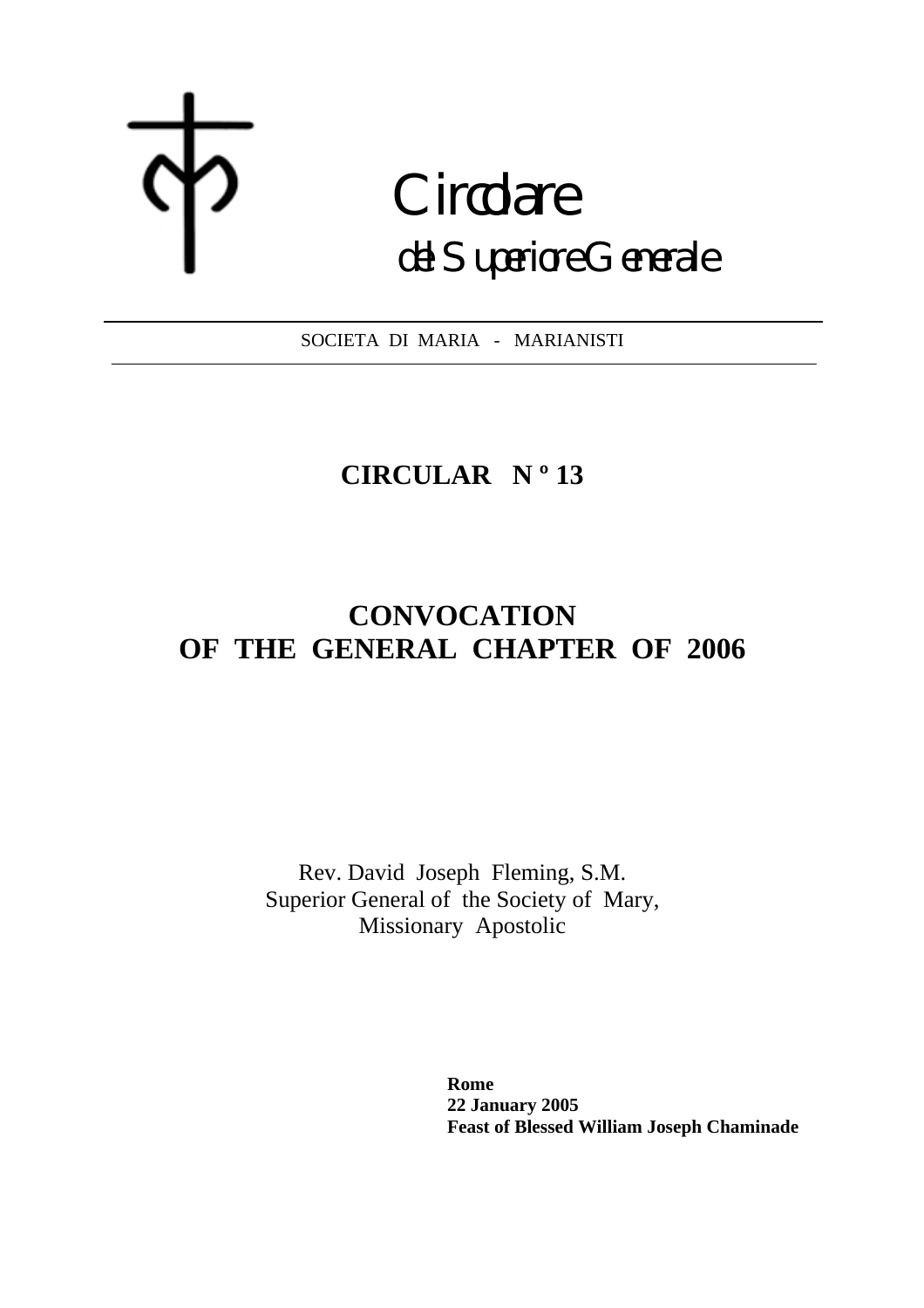# Circolare

## del Superiore Generale

SOCIETA DI MARIA - MARIANISTI

**CIRCULAR N º 13**

# CONVOCATION OF THE GENERAL CHAPTER OF 2006

Rev. David Joseph Fleming, S.M.
Superior General of the Society of Mary,
Missionary Apostolic

**Rome**
**22 January 2005**
**Feast of Blessed William Joseph Chaminade**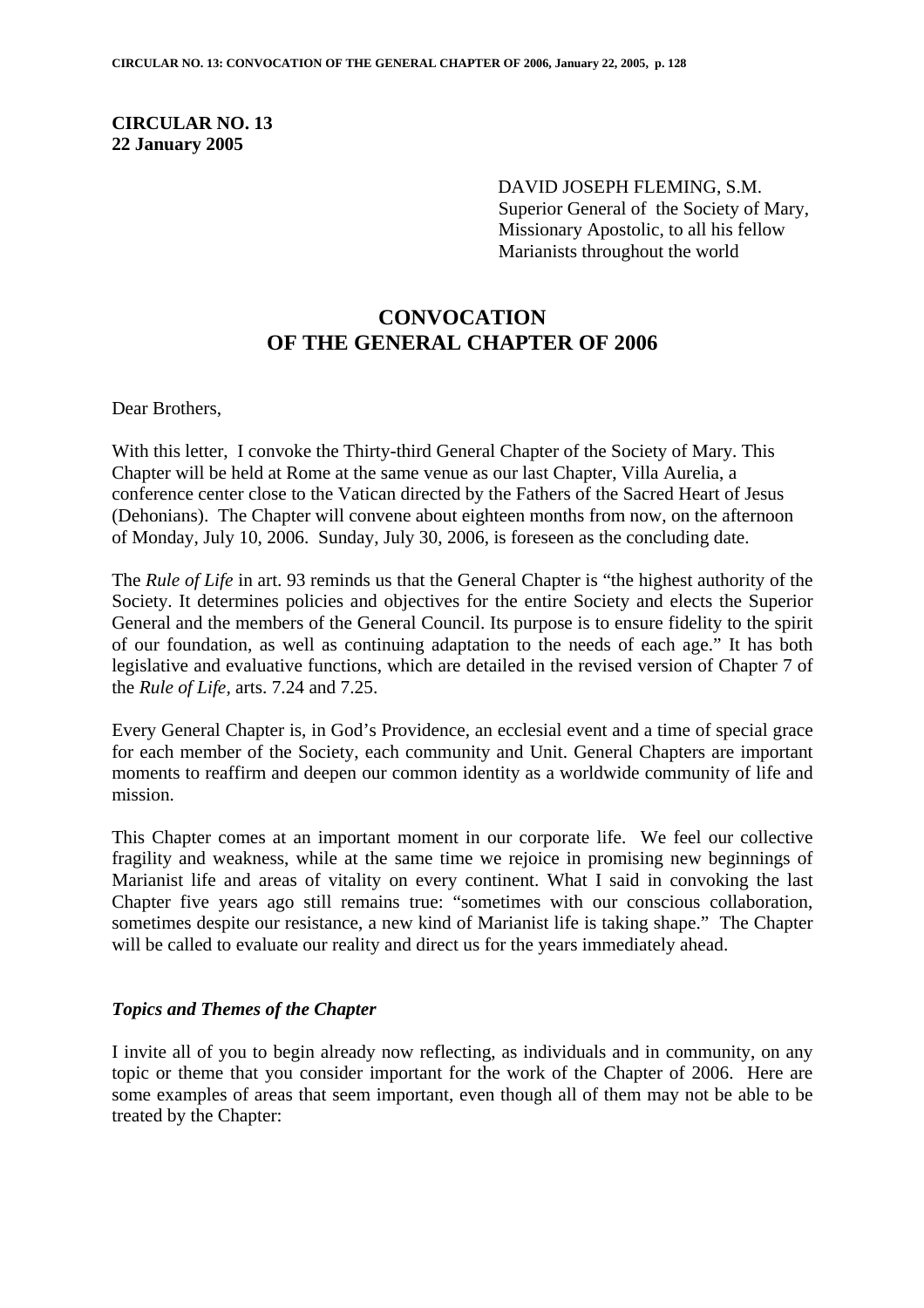**CIRCULAR NO. 13**
**22 January 2005**

DAVID JOSEPH FLEMING, S.M.
Superior General of the Society of Mary, Missionary Apostolic, to all his fellow Marianists throughout the world

# CONVOCATION OF THE GENERAL CHAPTER OF 2006

Dear Brothers,

With this letter, I convoke the Thirty-third General Chapter of the Society of Mary. This Chapter will be held at Rome at the same venue as our last Chapter, Villa Aurelia, a conference center close to the Vatican directed by the Fathers of the Sacred Heart of Jesus (Dehonians). The Chapter will convene about eighteen months from now, on the afternoon of Monday, July 10, 2006. Sunday, July 30, 2006, is foreseen as the concluding date.

The *Rule of Life* in art. 93 reminds us that the General Chapter is "the highest authority of the Society. It determines policies and objectives for the entire Society and elects the Superior General and the members of the General Council. Its purpose is to ensure fidelity to the spirit of our foundation, as well as continuing adaptation to the needs of each age." It has both legislative and evaluative functions, which are detailed in the revised version of Chapter 7 of the *Rule of Life,* arts. 7.24 and 7.25.

Every General Chapter is, in God's Providence, an ecclesial event and a time of special grace for each member of the Society, each community and Unit. General Chapters are important moments to reaffirm and deepen our common identity as a worldwide community of life and mission.

This Chapter comes at an important moment in our corporate life. We feel our collective fragility and weakness, while at the same time we rejoice in promising new beginnings of Marianist life and areas of vitality on every continent. What I said in convoking the last Chapter five years ago still remains true: "sometimes with our conscious collaboration, sometimes despite our resistance, a new kind of Marianist life is taking shape." The Chapter will be called to evaluate our reality and direct us for the years immediately ahead.

### *Topics and Themes of the Chapter*

I invite all of you to begin already now reflecting, as individuals and in community, on any topic or theme that you consider important for the work of the Chapter of 2006. Here are some examples of areas that seem important, even though all of them may not be able to be treated by the Chapter: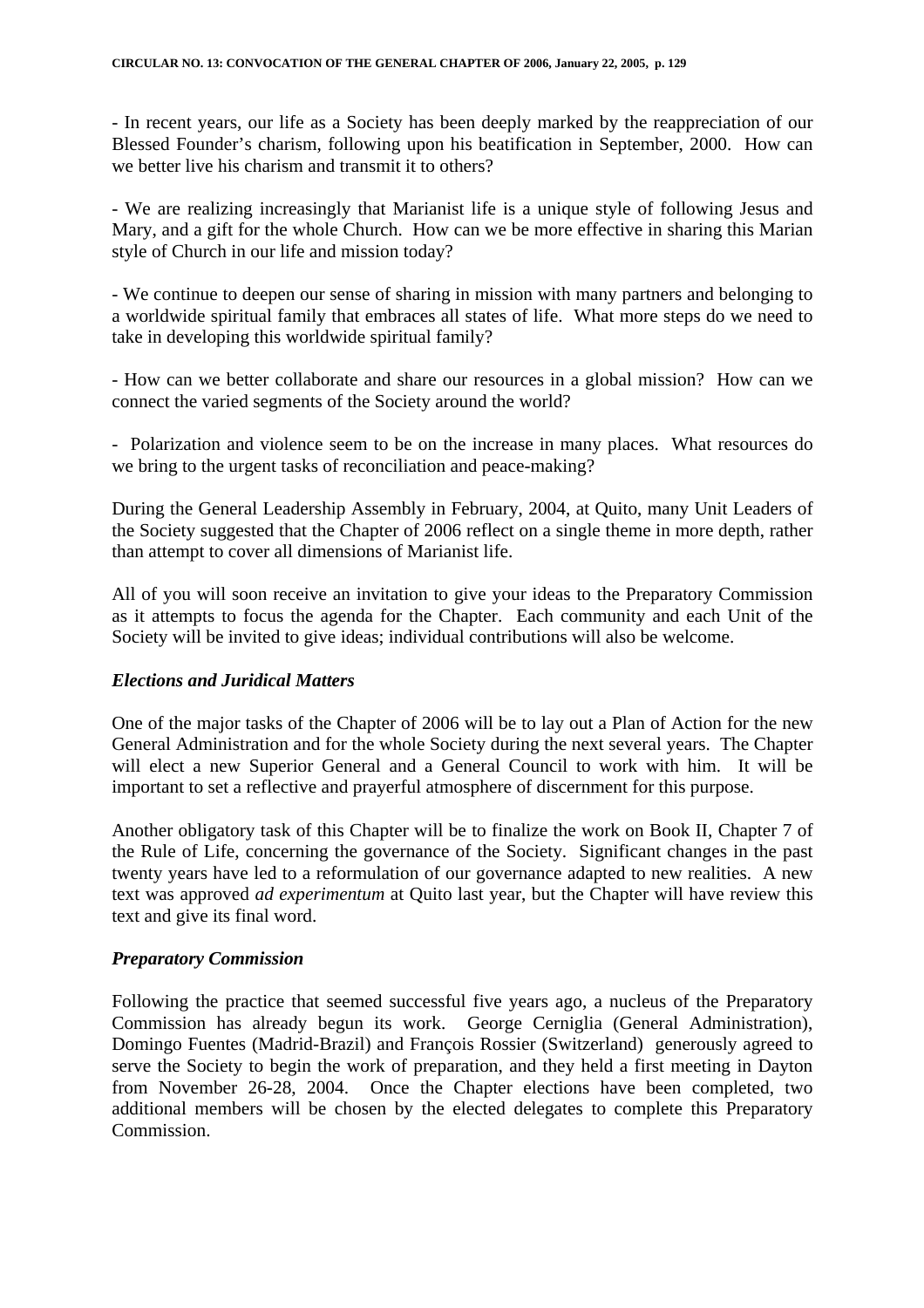- In recent years, our life as a Society has been deeply marked by the reappreciation of our Blessed Founder's charism, following upon his beatification in September, 2000. How can we better live his charism and transmit it to others?

- We are realizing increasingly that Marianist life is a unique style of following Jesus and Mary, and a gift for the whole Church. How can we be more effective in sharing this Marian style of Church in our life and mission today?

- We continue to deepen our sense of sharing in mission with many partners and belonging to a worldwide spiritual family that embraces all states of life. What more steps do we need to take in developing this worldwide spiritual family?

- How can we better collaborate and share our resources in a global mission? How can we connect the varied segments of the Society around the world?

- Polarization and violence seem to be on the increase in many places. What resources do we bring to the urgent tasks of reconciliation and peace-making?

During the General Leadership Assembly in February, 2004, at Quito, many Unit Leaders of the Society suggested that the Chapter of 2006 reflect on a single theme in more depth, rather than attempt to cover all dimensions of Marianist life.

All of you will soon receive an invitation to give your ideas to the Preparatory Commission as it attempts to focus the agenda for the Chapter. Each community and each Unit of the Society will be invited to give ideas; individual contributions will also be welcome.

### *Elections and Juridical Matters*

One of the major tasks of the Chapter of 2006 will be to lay out a Plan of Action for the new General Administration and for the whole Society during the next several years. The Chapter will elect a new Superior General and a General Council to work with him. It will be important to set a reflective and prayerful atmosphere of discernment for this purpose.

Another obligatory task of this Chapter will be to finalize the work on Book II, Chapter 7 of the Rule of Life, concerning the governance of the Society. Significant changes in the past twenty years have led to a reformulation of our governance adapted to new realities. A new text was approved *ad experimentum* at Quito last year, but the Chapter will have review this text and give its final word.

### *Preparatory Commission*

Following the practice that seemed successful five years ago, a nucleus of the Preparatory Commission has already begun its work. George Cerniglia (General Administration), Domingo Fuentes (Madrid-Brazil) and François Rossier (Switzerland) generously agreed to serve the Society to begin the work of preparation, and they held a first meeting in Dayton from November 26-28, 2004. Once the Chapter elections have been completed, two additional members will be chosen by the elected delegates to complete this Preparatory Commission.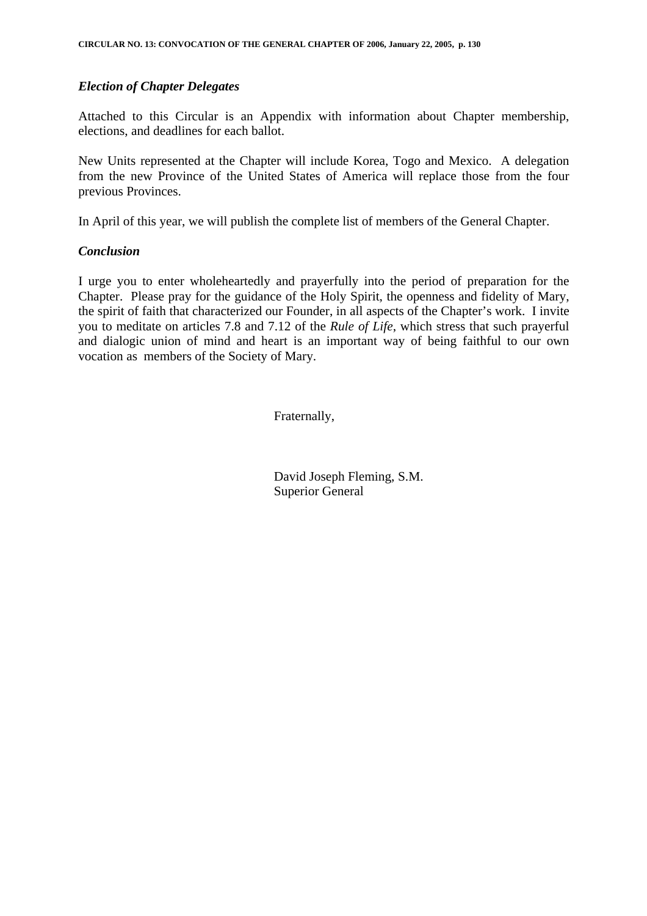### *Election of Chapter Delegates*

Attached to this Circular is an Appendix with information about Chapter membership, elections, and deadlines for each ballot.

New Units represented at the Chapter will include Korea, Togo and Mexico. A delegation from the new Province of the United States of America will replace those from the four previous Provinces.

In April of this year, we will publish the complete list of members of the General Chapter.

### *Conclusion*

I urge you to enter wholeheartedly and prayerfully into the period of preparation for the Chapter. Please pray for the guidance of the Holy Spirit, the openness and fidelity of Mary, the spirit of faith that characterized our Founder, in all aspects of the Chapter's work. I invite you to meditate on articles 7.8 and 7.12 of the *Rule of Life*, which stress that such prayerful and dialogic union of mind and heart is an important way of being faithful to our own vocation as members of the Society of Mary.

Fraternally,

David Joseph Fleming, S.M.
Superior General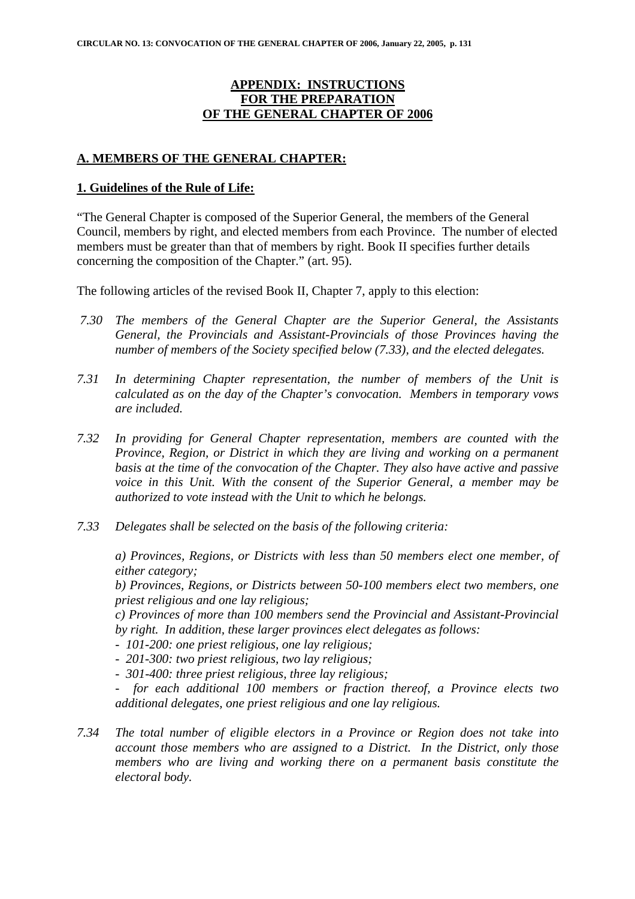## APPENDIX: INSTRUCTIONS FOR THE PREPARATION OF THE GENERAL CHAPTER OF 2006

### A. MEMBERS OF THE GENERAL CHAPTER:

#### 1. Guidelines of the Rule of Life:

"The General Chapter is composed of the Superior General, the members of the General Council, members by right, and elected members from each Province. The number of elected members must be greater than that of members by right. Book II specifies further details concerning the composition of the Chapter." (art. 95).

The following articles of the revised Book II, Chapter 7, apply to this election:

7.30 *The members of the General Chapter are the Superior General, the Assistants General, the Provincials and Assistant-Provincials of those Provinces having the number of members of the Society specified below (7.33), and the elected delegates.*

7.31 *In determining Chapter representation, the number of members of the Unit is calculated as on the day of the Chapter's convocation. Members in temporary vows are included.*

7.32 *In providing for General Chapter representation, members are counted with the Province, Region, or District in which they are living and working on a permanent basis at the time of the convocation of the Chapter. They also have active and passive voice in this Unit. With the consent of the Superior General, a member may be authorized to vote instead with the Unit to which he belongs.*

7.33 *Delegates shall be selected on the basis of the following criteria:*

*a) Provinces, Regions, or Districts with less than 50 members elect one member, of either category;*
*b) Provinces, Regions, or Districts between 50-100 members elect two members, one priest religious and one lay religious;*
*c) Provinces of more than 100 members send the Provincial and Assistant-Provincial by right. In addition, these larger provinces elect delegates as follows:*
*- 101-200: one priest religious, one lay religious;*
*- 201-300: two priest religious, two lay religious;*
*- 301-400: three priest religious, three lay religious;*
*- for each additional 100 members or fraction thereof, a Province elects two additional delegates, one priest religious and one lay religious.*

7.34 *The total number of eligible electors in a Province or Region does not take into account those members who are assigned to a District. In the District, only those members who are living and working there on a permanent basis constitute the electoral body.*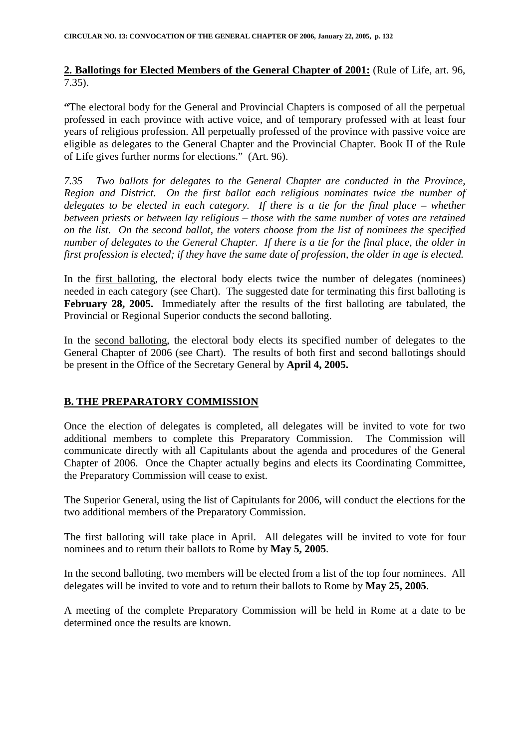**2. Ballotings for Elected Members of the General Chapter of 2001:** (Rule of Life, art. 96, 7.35).

**"**The electoral body for the General and Provincial Chapters is composed of all the perpetual professed in each province with active voice, and of temporary professed with at least four years of religious profession. All perpetually professed of the province with passive voice are eligible as delegates to the General Chapter and the Provincial Chapter. Book II of the Rule of Life gives further norms for elections." (Art. 96).

*7.35 Two ballots for delegates to the General Chapter are conducted in the Province, Region and District. On the first ballot each religious nominates twice the number of delegates to be elected in each category. If there is a tie for the final place – whether between priests or between lay religious – those with the same number of votes are retained on the list. On the second ballot, the voters choose from the list of nominees the specified number of delegates to the General Chapter. If there is a tie for the final place, the older in first profession is elected; if they have the same date of profession, the older in age is elected.*

In the first balloting, the electoral body elects twice the number of delegates (nominees) needed in each category (see Chart). The suggested date for terminating this first balloting is **February 28, 2005.** Immediately after the results of the first balloting are tabulated, the Provincial or Regional Superior conducts the second balloting.

In the second balloting, the electoral body elects its specified number of delegates to the General Chapter of 2006 (see Chart). The results of both first and second ballotings should be present in the Office of the Secretary General by **April 4, 2005.**

## B. THE PREPARATORY COMMISSION

Once the election of delegates is completed, all delegates will be invited to vote for two additional members to complete this Preparatory Commission. The Commission will communicate directly with all Capitulants about the agenda and procedures of the General Chapter of 2006. Once the Chapter actually begins and elects its Coordinating Committee, the Preparatory Commission will cease to exist.

The Superior General, using the list of Capitulants for 2006, will conduct the elections for the two additional members of the Preparatory Commission.

The first balloting will take place in April. All delegates will be invited to vote for four nominees and to return their ballots to Rome by **May 5, 2005**.

In the second balloting, two members will be elected from a list of the top four nominees. All delegates will be invited to vote and to return their ballots to Rome by **May 25, 2005**.

A meeting of the complete Preparatory Commission will be held in Rome at a date to be determined once the results are known.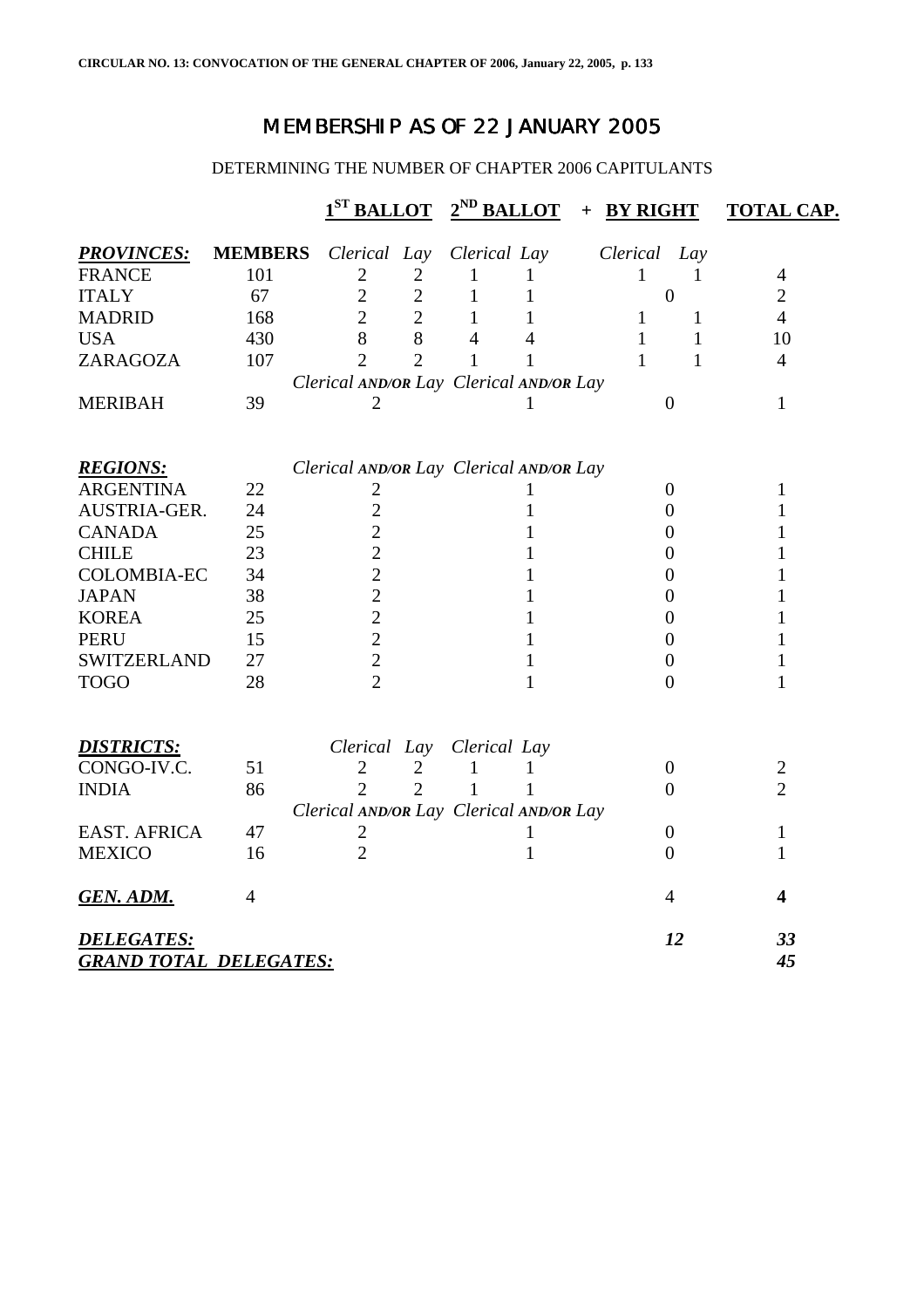# MEMBERSHIP AS OF 22 JANUARY 2005

DETERMINING THE NUMBER OF CHAPTER 2006 CAPITULANTS

| | | 1[ST] BALLOT | | 2[ND] BALLOT | | + BY RIGHT | | TOTAL CAP. |
|---|---|---|---|---|---|---|---|---|
| ***PROVINCES:*** | **MEMBERS** | *Clerical* | *Lay* | *Clerical* | *Lay* | *Clerical* | *Lay* | |
| FRANCE | 101 | 2 | 2 | 1 | 1 | 1 | 1 | 4 |
| ITALY | 67 | 2 | 2 | 1 | 1 | 0 | | 2 |
| MADRID | 168 | 2 | 2 | 1 | 1 | 1 | 1 | 4 |
| USA | 430 | 8 | 8 | 4 | 4 | 1 | 1 | 10 |
| ZARAGOZA | 107 | 2 | 2 | 1 | 1 | 1 | 1 | 4 |
| | | *Clerical **AND/OR** Lay* | | *Clerical **AND/OR** Lay* | | | | |
| MERIBAH | 39 | 2 | | 1 | | 0 | | 1 |
| | | | | | | | | |
| ***REGIONS:*** | | *Clerical **AND/OR** Lay* | | *Clerical **AND/OR** Lay* | | | | |
| ARGENTINA | 22 | 2 | | 1 | | 0 | | 1 |
| AUSTRIA-GER. | 24 | 2 | | 1 | | 0 | | 1 |
| CANADA | 25 | 2 | | 1 | | 0 | | 1 |
| CHILE | 23 | 2 | | 1 | | 0 | | 1 |
| COLOMBIA-EC | 34 | 2 | | 1 | | 0 | | 1 |
| JAPAN | 38 | 2 | | 1 | | 0 | | 1 |
| KOREA | 25 | 2 | | 1 | | 0 | | 1 |
| PERU | 15 | 2 | | 1 | | 0 | | 1 |
| SWITZERLAND | 27 | 2 | | 1 | | 0 | | 1 |
| TOGO | 28 | 2 | | 1 | | 0 | | 1 |
| | | | | | | | | |
| ***DISTRICTS:*** | | *Clerical* | *Lay* | *Clerical* | *Lay* | | | |
| CONGO-IV.C. | 51 | 2 | 2 | 1 | 1 | 0 | | 2 |
| INDIA | 86 | 2 | 2 | 1 | 1 | 0 | | 2 |
| | | *Clerical **AND/OR** Lay* | | *Clerical **AND/OR** Lay* | | | | |
| EAST. AFRICA | 47 | 2 | | 1 | | 0 | | 1 |
| MEXICO | 16 | 2 | | 1 | | 0 | | 1 |
| | | | | | | | | |
| ***GEN. ADM.*** | 4 | | | | | 4 | | **4** |
| | | | | | | | | |
| ***DELEGATES:*** | | | | | | ***12*** | | ***33*** |
| ***GRAND TOTAL DELEGATES:*** | | | | | | | | ***45*** |